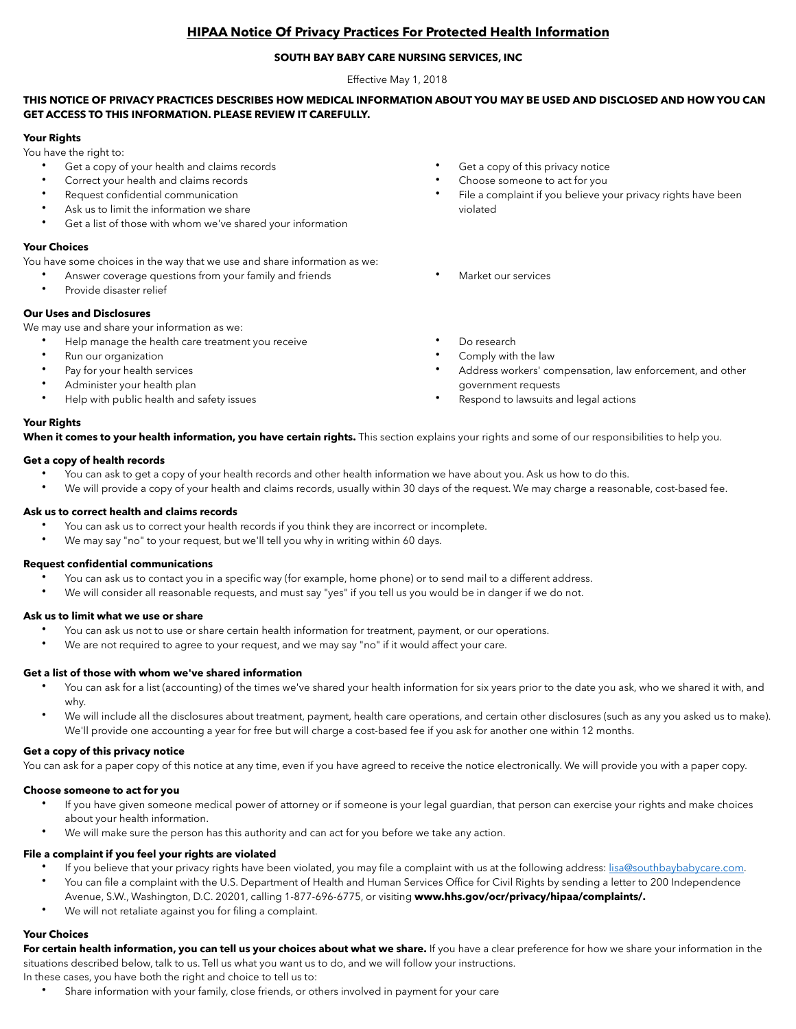# HIPAA Notice Of Privacy Practices For Protected Health Information

**SOUTH BAY BABY CARE NURSING SERVICES, INC**

Effective May 1, 2018

**THIS NOTICE OF PRIVACY PRACTICES DESCRIBES HOW MEDICAL INFORMATION ABOUT YOU MAY BE USED AND DISCLOSED AND HOW YOU CAN GET ACCESS TO THIS INFORMATION. PLEASE REVIEW IT CAREFULLY.**

**Your Rights**

You have the right to:

- Get a copy of your health and claims records
- Correct your health and claims records
- Request confidential communication
- Ask us to limit the information we share
- Get a list of those with whom we've shared your information
- Get a copy of this privacy notice
- Choose someone to act for you
- File a complaint if you believe your privacy rights have been violated

**Your Choices**

You have some choices in the way that we use and share information as we:

- Answer coverage questions from your family and friends
- Provide disaster relief
- Market our services

**Our Uses and Disclosures**

We may use and share your information as we:

- Help manage the health care treatment you receive
- Run our organization
- Pay for your health services
- Administer your health plan
- Help with public health and safety issues
- Do research
- Comply with the law
- Address workers' compensation, law enforcement, and other government requests
- Respond to lawsuits and legal actions

**Your Rights**

**When it comes to your health information, you have certain rights.** This section explains your rights and some of our responsibilities to help you.

**Get a copy of health records**

- You can ask to get a copy of your health records and other health information we have about you. Ask us how to do this.
- We will provide a copy of your health and claims records, usually within 30 days of the request. We may charge a reasonable, cost-based fee.

**Ask us to correct health and claims records**

- You can ask us to correct your health records if you think they are incorrect or incomplete.
- We may say "no" to your request, but we'll tell you why in writing within 60 days.

**Request confidential communications**

- You can ask us to contact you in a specific way (for example, home phone) or to send mail to a different address.
- We will consider all reasonable requests, and must say "yes" if you tell us you would be in danger if we do not.

**Ask us to limit what we use or share**

- You can ask us not to use or share certain health information for treatment, payment, or our operations.
- We are not required to agree to your request, and we may say "no" if it would affect your care.

**Get a list of those with whom we've shared information**

- You can ask for a list (accounting) of the times we've shared your health information for six years prior to the date you ask, who we shared it with, and why.
- We will include all the disclosures about treatment, payment, health care operations, and certain other disclosures (such as any you asked us to make). We'll provide one accounting a year for free but will charge a cost-based fee if you ask for another one within 12 months.

**Get a copy of this privacy notice**

You can ask for a paper copy of this notice at any time, even if you have agreed to receive the notice electronically. We will provide you with a paper copy.

**Choose someone to act for you**

- If you have given someone medical power of attorney or if someone is your legal guardian, that person can exercise your rights and make choices about your health information.
- We will make sure the person has this authority and can act for you before we take any action.

**File a complaint if you feel your rights are violated**

- If you believe that your privacy rights have been violated, you may file a complaint with us at the following address: lisa@southbaybabycare.com.
- You can file a complaint with the U.S. Department of Health and Human Services Office for Civil Rights by sending a letter to 200 Independence Avenue, S.W., Washington, D.C. 20201, calling 1-877-696-6775, or visiting **www.hhs.gov/ocr/privacy/hipaa/complaints/.**
- We will not retaliate against you for filing a complaint.

**Your Choices**

**For certain health information, you can tell us your choices about what we share.** If you have a clear preference for how we share your information in the situations described below, talk to us. Tell us what you want us to do, and we will follow your instructions.

In these cases, you have both the right and choice to tell us to:

- Share information with your family, close friends, or others involved in payment for your care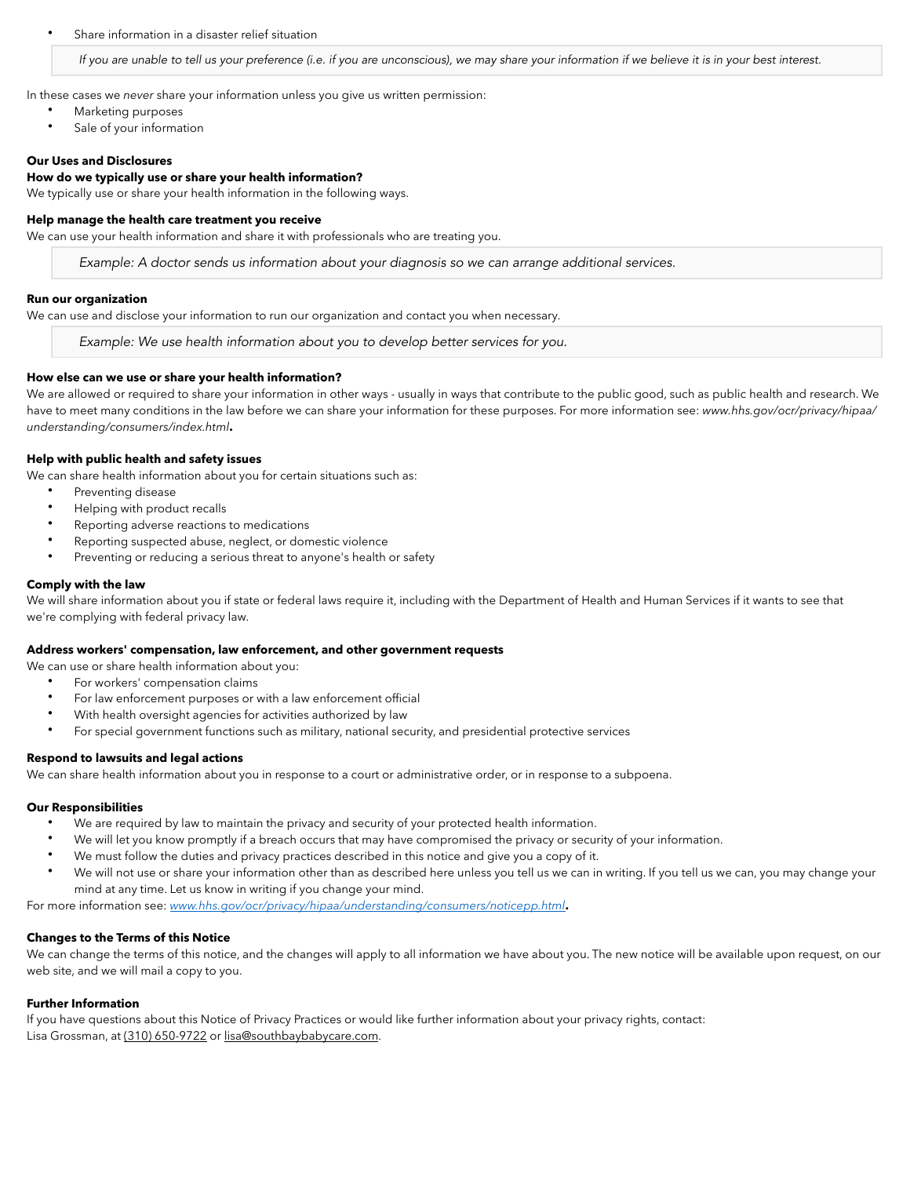- Share information in a disaster relief situation

> *If you are unable to tell us your preference (i.e. if you are unconscious), we may share your information if we believe it is in your best interest.*

In these cases we *never* share your information unless you give us written permission:

- Marketing purposes
- Sale of your information

**Our Uses and Disclosures**

**How do we typically use or share your health information?**

We typically use or share your health information in the following ways.

**Help manage the health care treatment you receive**

We can use your health information and share it with professionals who are treating you.

> *Example: A doctor sends us information about your diagnosis so we can arrange additional services.*

**Run our organization**

We can use and disclose your information to run our organization and contact you when necessary.

> *Example: We use health information about you to develop better services for you.*

**How else can we use or share your health information?**

We are allowed or required to share your information in other ways - usually in ways that contribute to the public good, such as public health and research. We have to meet many conditions in the law before we can share your information for these purposes. For more information see: *www.hhs.gov/ocr/privacy/hipaa/understanding/consumers/index.html***.**

**Help with public health and safety issues**

We can share health information about you for certain situations such as:

- Preventing disease
- Helping with product recalls
- Reporting adverse reactions to medications
- Reporting suspected abuse, neglect, or domestic violence
- Preventing or reducing a serious threat to anyone's health or safety

**Comply with the law**

We will share information about you if state or federal laws require it, including with the Department of Health and Human Services if it wants to see that we're complying with federal privacy law.

**Address workers' compensation, law enforcement, and other government requests**

We can use or share health information about you:

- For workers' compensation claims
- For law enforcement purposes or with a law enforcement official
- With health oversight agencies for activities authorized by law
- For special government functions such as military, national security, and presidential protective services

**Respond to lawsuits and legal actions**

We can share health information about you in response to a court or administrative order, or in response to a subpoena.

**Our Responsibilities**

- We are required by law to maintain the privacy and security of your protected health information.
- We will let you know promptly if a breach occurs that may have compromised the privacy or security of your information.
- We must follow the duties and privacy practices described in this notice and give you a copy of it.
- We will not use or share your information other than as described here unless you tell us we can in writing. If you tell us we can, you may change your mind at any time. Let us know in writing if you change your mind.

For more information see: *www.hhs.gov/ocr/privacy/hipaa/understanding/consumers/noticepp.html***.**

**Changes to the Terms of this Notice**

We can change the terms of this notice, and the changes will apply to all information we have about you. The new notice will be available upon request, on our web site, and we will mail a copy to you.

**Further Information**

If you have questions about this Notice of Privacy Practices or would like further information about your privacy rights, contact:
Lisa Grossman, at (310) 650-9722 or lisa@southbaybabycare.com.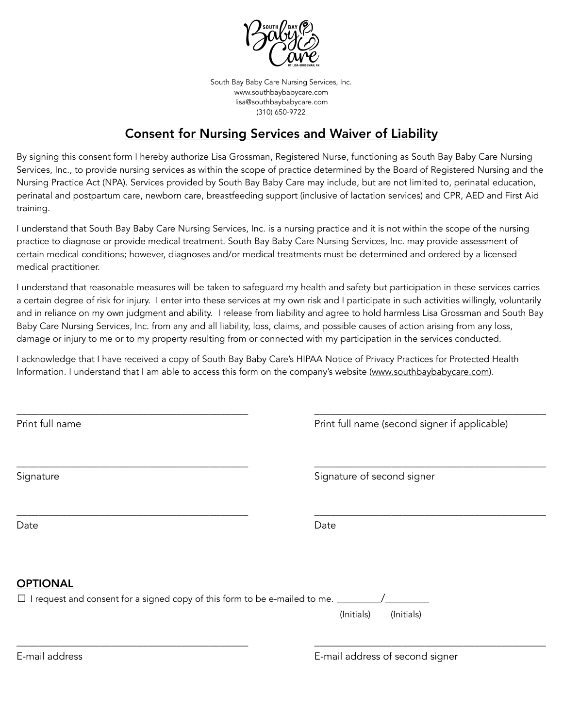South Bay Baby Care Nursing Services, Inc.
www.southbaybabycare.com
lisa@southbaybabycare.com
(310) 650-9722

## Consent for Nursing Services and Waiver of Liability

By signing this consent form I hereby authorize Lisa Grossman, Registered Nurse, functioning as South Bay Baby Care Nursing Services, Inc., to provide nursing services as within the scope of practice determined by the Board of Registered Nursing and the Nursing Practice Act (NPA). Services provided by South Bay Baby Care may include, but are not limited to, perinatal education, perinatal and postpartum care, newborn care, breastfeeding support (inclusive of lactation services) and CPR, AED and First Aid training.

I understand that South Bay Baby Care Nursing Services, Inc. is a nursing practice and it is not within the scope of the nursing practice to diagnose or provide medical treatment. South Bay Baby Care Nursing Services, Inc. may provide assessment of certain medical conditions; however, diagnoses and/or medical treatments must be determined and ordered by a licensed medical practitioner.

I understand that reasonable measures will be taken to safeguard my health and safety but participation in these services carries a certain degree of risk for injury. I enter into these services at my own risk and I participate in such activities willingly, voluntarily and in reliance on my own judgment and ability. I release from liability and agree to hold harmless Lisa Grossman and South Bay Baby Care Nursing Services, Inc. from any and all liability, loss, claims, and possible causes of action arising from any loss, damage or injury to me or to my property resulting from or connected with my participation in the services conducted.

I acknowledge that I have received a copy of South Bay Baby Care's HIPAA Notice of Privacy Practices for Protected Health Information. I understand that I am able to access this form on the company's website (www.southbaybabycare.com).

_____________________________________________ _____________________________________________
Print full name Print full name (second signer if applicable)

_____________________________________________ _____________________________________________
Signature Signature of second signer

_____________________________________________ _____________________________________________
Date Date

**OPTIONAL**

☐ I request and consent for a signed copy of this form to be e-mailed to me. _________/_________
(Initials) (Initials)

_____________________________________________ _____________________________________________
E-mail address E-mail address of second signer